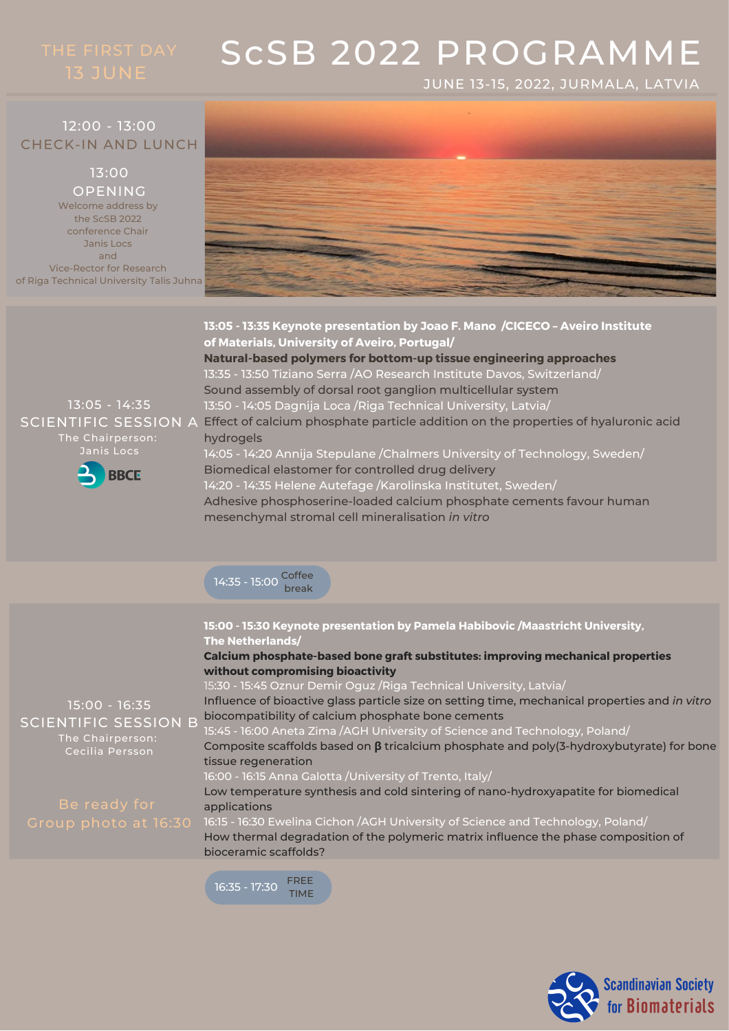# ScSB 2022 PROGRAMME

JUNE 13-15, 2022, JURMALA, LATVIA

## THE FIRST DAY 13 JUNE

### 12:00 - 13:00 CHECK-IN AND LUNCH

### 13:00 OPENING

Welcome address by the ScSB 2022 conference Chair Janis Locs and Vice-Rector for Research of Riga Technical University Talis Juhna

### 13:05 - 14:35 SCIENTIFIC SESSION A

The Chairperson: Janis Locs

BBCE

**13:05 - 13:35 Keynote presentation by Joao F. Mano /CICECO – Aveiro Institute of Materials, University of Aveiro, Portugal/**
**Natural-based polymers for bottom-up tissue engineering approaches**

13:35 - 13:50 Tiziano Serra /AO Research Institute Davos, Switzerland/
Sound assembly of dorsal root ganglion multicellular system

13:50 - 14:05 Dagnija Loca /Riga Technical University, Latvia/
Effect of calcium phosphate particle addition on the properties of hyaluronic acid hydrogels

14:05 - 14:20 Annija Stepulane /Chalmers University of Technology, Sweden/
Biomedical elastomer for controlled drug delivery

14:20 - 14:35 Helene Autefage /Karolinska Institutet, Sweden/
Adhesive phosphoserine-loaded calcium phosphate cements favour human mesenchymal stromal cell mineralisation *in vitro*

14:35 - 15:00 Coffee break

### 15:00 - 16:35 SCIENTIFIC SESSION B

The Chairperson: Cecilia Persson

Be ready for Group photo at 16:30

**15:00 - 15:30 Keynote presentation by Pamela Habibovic /Maastricht University, The Netherlands/**
**Calcium phosphate-based bone graft substitutes: improving mechanical properties without compromising bioactivity**

15:30 - 15:45 Oznur Demir Oguz /Riga Technical University, Latvia/
Influence of bioactive glass particle size on setting time, mechanical properties and *in vitro* biocompatibility of calcium phosphate bone cements

15:45 - 16:00 Aneta Zima /AGH University of Science and Technology, Poland/
Composite scaffolds based on **β** tricalcium phosphate and poly(3-hydroxybutyrate) for bone tissue regeneration

16:00 - 16:15 Anna Galotta /University of Trento, Italy/
Low temperature synthesis and cold sintering of nano-hydroxyapatite for biomedical applications

16:15 - 16:30 Ewelina Cichon /AGH University of Science and Technology, Poland/
How thermal degradation of the polymeric matrix influence the phase composition of bioceramic scaffolds?

16:35 - 17:30 FREE TIME

Scandinavian Society for Biomaterials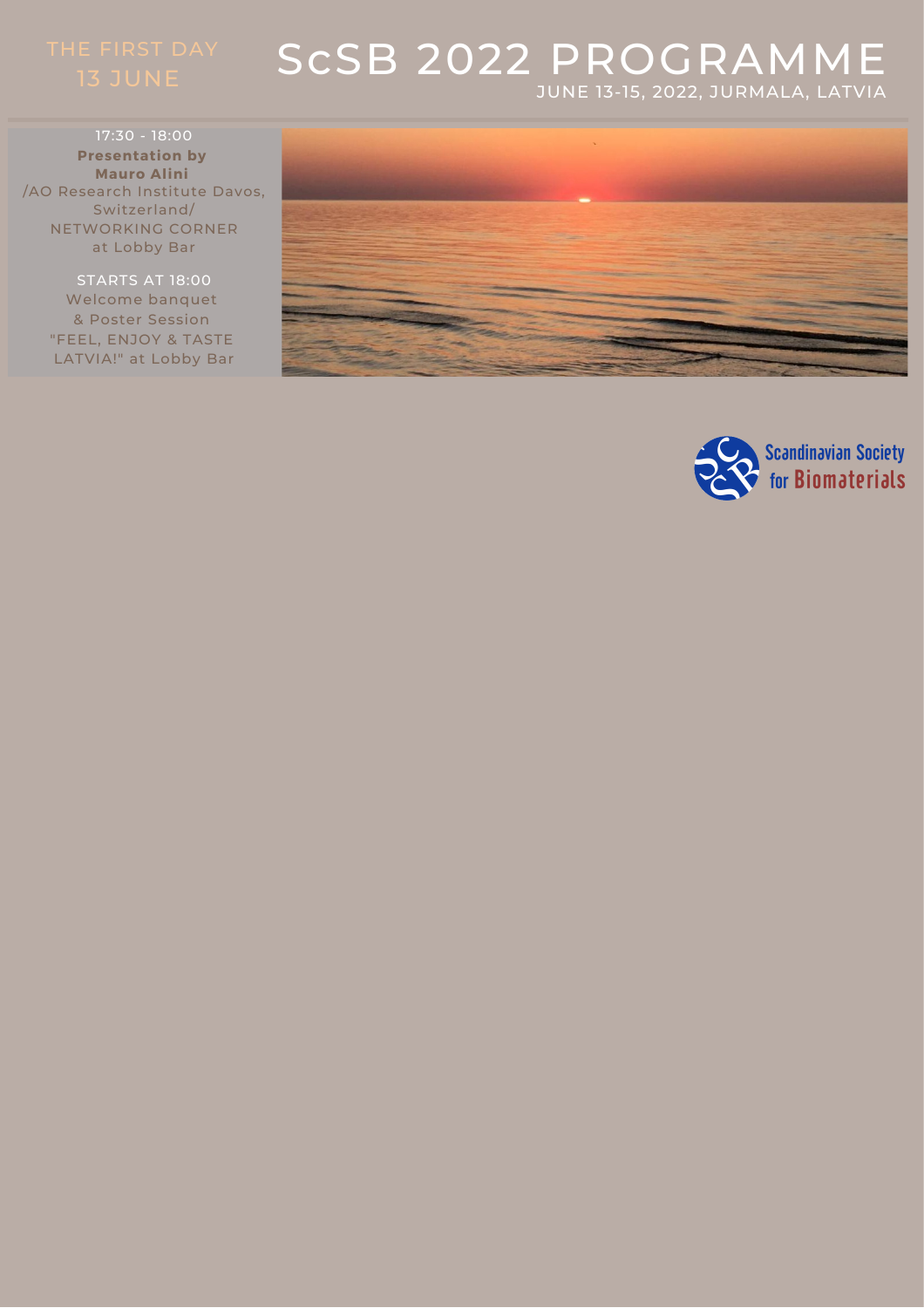THE FIRST DAY
13 JUNE

# ScSB 2022 PROGRAMME

JUNE 13-15, 2022, JURMALA, LATVIA

17:30 - 18:00
**Presentation by Mauro Alini**
/AO Research Institute Davos, Switzerland/
NETWORKING CORNER at Lobby Bar

STARTS AT 18:00
Welcome banquet & Poster Session
"FEEL, ENJOY & TASTE LATVIA!" at Lobby Bar

Scandinavian Society for Biomaterials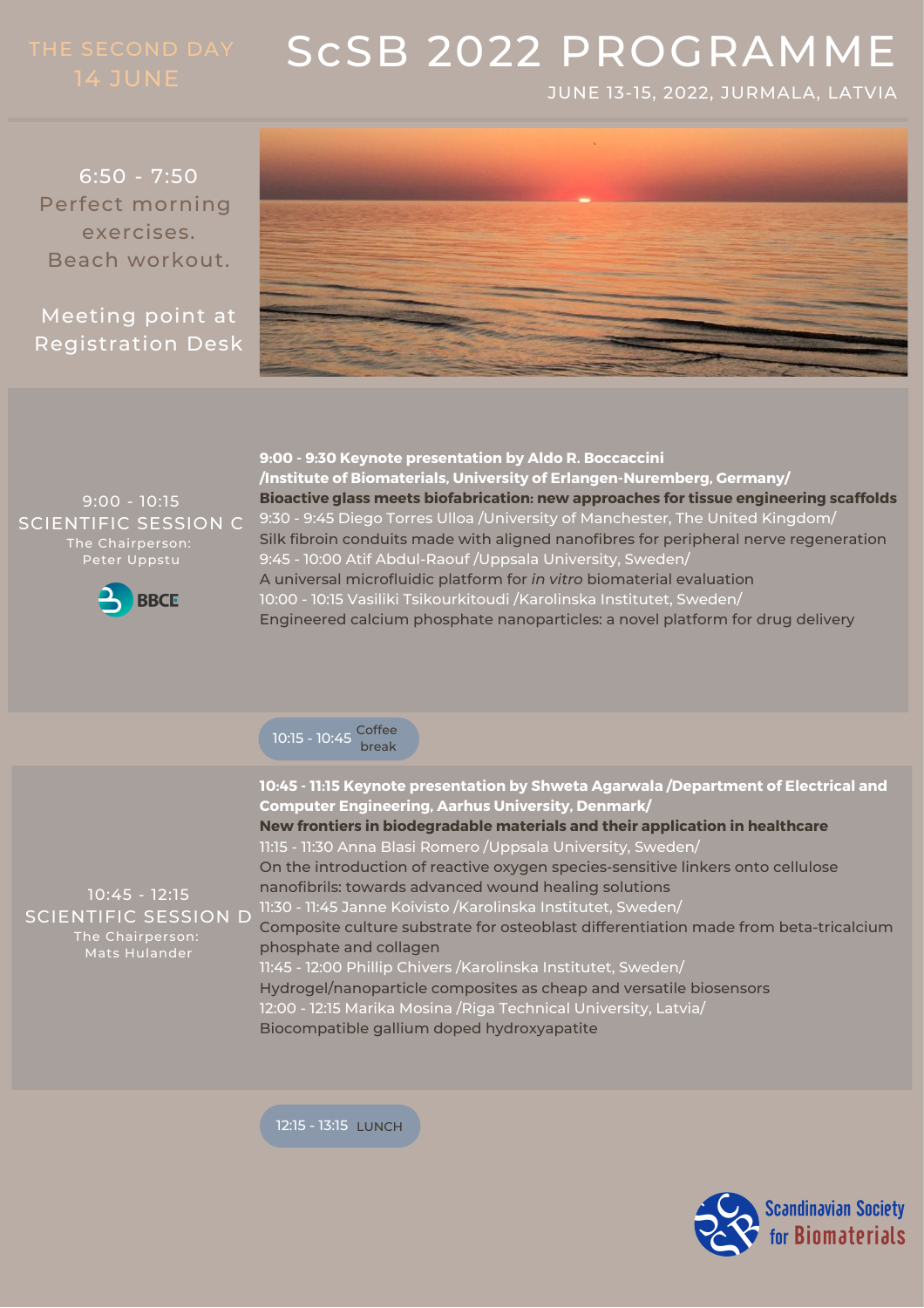# ScSB 2022 PROGRAMME

JUNE 13-15, 2022, JURMALA, LATVIA

## THE SECOND DAY
## 14 JUNE

**6:50 - 7:50**
Perfect morning exercises.
Beach workout.

Meeting point at Registration Desk

### 9:00 - 10:15 SCIENTIFIC SESSION C

The Chairperson: Peter Uppstu

BBCE

**9:00 - 9:30 Keynote presentation by Aldo R. Boccaccini /Institute of Biomaterials, University of Erlangen-Nuremberg, Germany/**
**Bioactive glass meets biofabrication: new approaches for tissue engineering scaffolds**

9:30 - 9:45 Diego Torres Ulloa /University of Manchester, The United Kingdom/
Silk fibroin conduits made with aligned nanofibres for peripheral nerve regeneration

9:45 - 10:00 Atif Abdul-Raouf /Uppsala University, Sweden/
A universal microfluidic platform for *in vitro* biomaterial evaluation

10:00 - 10:15 Vasiliki Tsikourkitoudi /Karolinska Institutet, Sweden/
Engineered calcium phosphate nanoparticles: a novel platform for drug delivery

10:15 - 10:45 Coffee break

### 10:45 - 12:15 SCIENTIFIC SESSION D

The Chairperson: Mats Hulander

**10:45 - 11:15 Keynote presentation by Shweta Agarwala /Department of Electrical and Computer Engineering, Aarhus University, Denmark/**
**New frontiers in biodegradable materials and their application in healthcare**

11:15 - 11:30 Anna Blasi Romero /Uppsala University, Sweden/
On the introduction of reactive oxygen species-sensitive linkers onto cellulose nanofibrils: towards advanced wound healing solutions

11:30 - 11:45 Janne Koivisto /Karolinska Institutet, Sweden/
Composite culture substrate for osteoblast differentiation made from beta-tricalcium phosphate and collagen

11:45 - 12:00 Phillip Chivers /Karolinska Institutet, Sweden/
Hydrogel/nanoparticle composites as cheap and versatile biosensors

12:00 - 12:15 Marika Mosina /Riga Technical University, Latvia/
Biocompatible gallium doped hydroxyapatite

12:15 - 13:15 LUNCH

Scandinavian Society for Biomaterials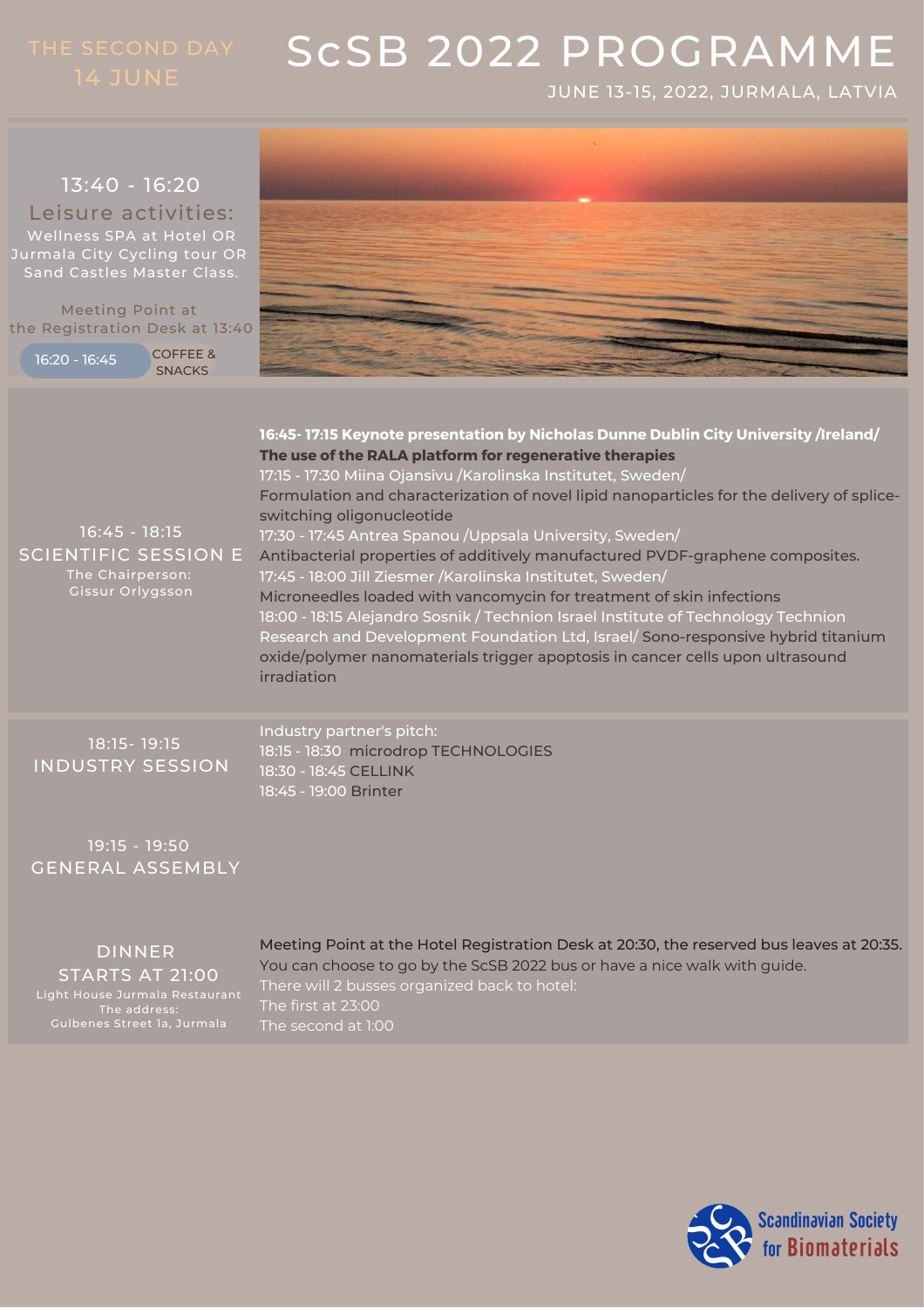# ScSB 2022 PROGRAMME

JUNE 13-15, 2022, JURMALA, LATVIA

## THE SECOND DAY 14 JUNE

### 13:40 - 16:20 Leisure activities:

Wellness SPA at Hotel OR Jurmala City Cycling tour OR Sand Castles Master Class.

Meeting Point at the Registration Desk at 13:40

**16:20 - 16:45** COFFEE & SNACKS

### 16:45 - 18:15 SCIENTIFIC SESSION E

The Chairperson: Gissur Orlygsson

**16:45- 17:15 Keynote presentation by Nicholas Dunne Dublin City University /Ireland/ The use of the RALA platform for regenerative therapies**

17:15 - 17:30 Miina Ojansivu /Karolinska Institutet, Sweden/
Formulation and characterization of novel lipid nanoparticles for the delivery of splice-switching oligonucleotide

17:30 - 17:45 Antrea Spanou /Uppsala University, Sweden/
Antibacterial properties of additively manufactured PVDF-graphene composites.

17:45 - 18:00 Jill Ziesmer /Karolinska Institutet, Sweden/
Microneedles loaded with vancomycin for treatment of skin infections

18:00 - 18:15 Alejandro Sosnik / Technion Israel Institute of Technology Technion Research and Development Foundation Ltd, Israel/ Sono-responsive hybrid titanium oxide/polymer nanomaterials trigger apoptosis in cancer cells upon ultrasound irradiation

### 18:15- 19:15 INDUSTRY SESSION

Industry partner's pitch:

18:15 - 18:30 microdrop TECHNOLOGIES
18:30 - 18:45 CELLINK
18:45 - 19:00 Brinter

### 19:15 - 19:50 GENERAL ASSEMBLY

### DINNER STARTS AT 21:00

Light House Jurmala Restaurant
The address:
Gulbenes Street 1a, Jurmala

Meeting Point at the Hotel Registration Desk at 20:30, the reserved bus leaves at 20:35.
You can choose to go by the ScSB 2022 bus or have a nice walk with guide.
There will 2 busses organized back to hotel:
The first at 23:00
The second at 1:00

Scandinavian Society for Biomaterials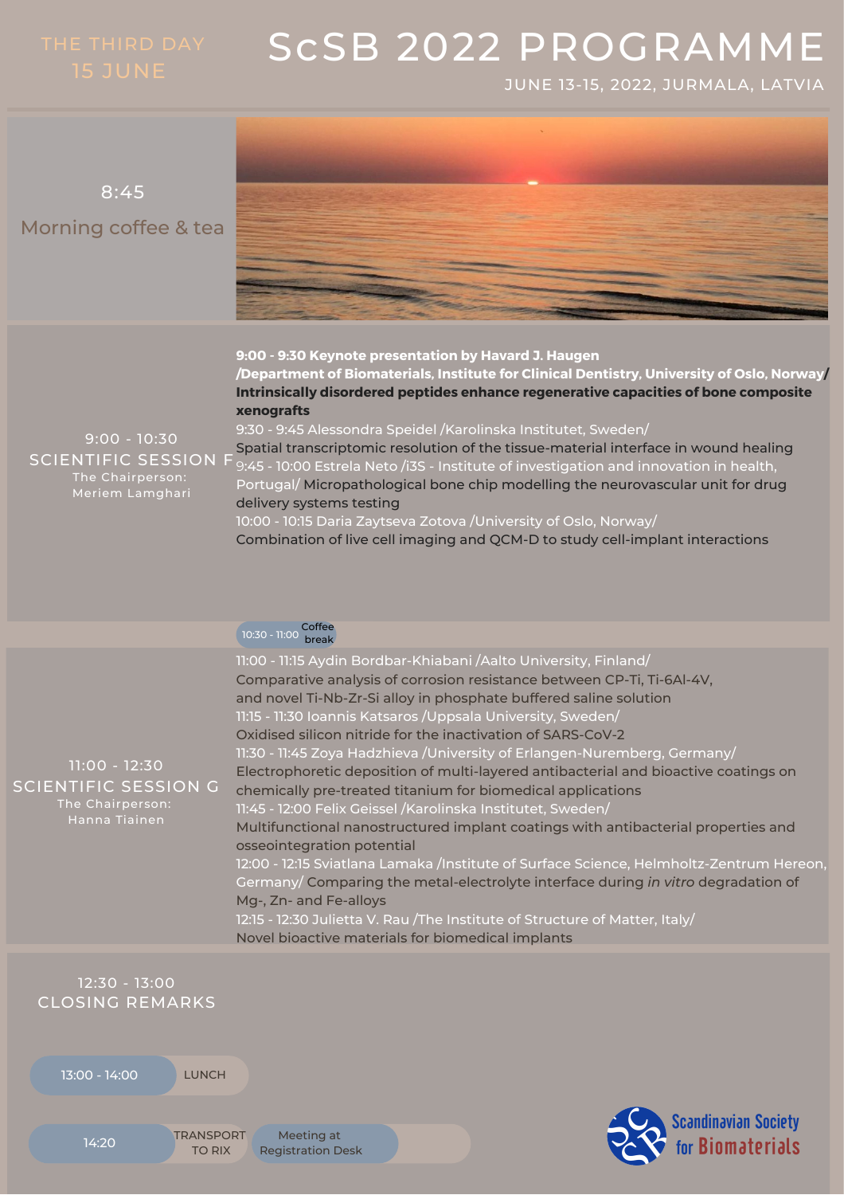# SCSB 2022 PROGRAMME

THE THIRD DAY
15 JUNE

JUNE 13-15, 2022, JURMALA, LATVIA

**8:45**
Morning coffee & tea

## 9:00 - 10:30 SCIENTIFIC SESSION F

The Chairperson: Meriem Lamghari

**9:00 - 9:30 Keynote presentation by Havard J. Haugen /Department of Biomaterials, Institute for Clinical Dentistry, University of Oslo, Norway/ Intrinsically disordered peptides enhance regenerative capacities of bone composite xenografts**

9:30 - 9:45 Alessondra Speidel /Karolinska Institutet, Sweden/
Spatial transcriptomic resolution of the tissue-material interface in wound healing

9:45 - 10:00 Estrela Neto /i3S - Institute of investigation and innovation in health, Portugal/ Micropathological bone chip modelling the neurovascular unit for drug delivery systems testing

10:00 - 10:15 Daria Zaytseva Zotova /University of Oslo, Norway/
Combination of live cell imaging and QCM-D to study cell-implant interactions

10:30 - 11:00 Coffee break

## 11:00 - 12:30 SCIENTIFIC SESSION G

The Chairperson: Hanna Tiainen

11:00 - 11:15 Aydin Bordbar-Khiabani /Aalto University, Finland/
Comparative analysis of corrosion resistance between CP-Ti, Ti-6Al-4V, and novel Ti-Nb-Zr-Si alloy in phosphate buffered saline solution

11:15 - 11:30 Ioannis Katsaros /Uppsala University, Sweden/
Oxidised silicon nitride for the inactivation of SARS-CoV-2

11:30 - 11:45 Zoya Hadzhieva /University of Erlangen-Nuremberg, Germany/
Electrophoretic deposition of multi-layered antibacterial and bioactive coatings on chemically pre-treated titanium for biomedical applications

11:45 - 12:00 Felix Geissel /Karolinska Institutet, Sweden/
Multifunctional nanostructured implant coatings with antibacterial properties and osseointegration potential

12:00 - 12:15 Sviatlana Lamaka /Institute of Surface Science, Helmholtz-Zentrum Hereon, Germany/ Comparing the metal-electrolyte interface during *in vitro* degradation of Mg-, Zn- and Fe-alloys

12:15 - 12:30 Julietta V. Rau /The Institute of Structure of Matter, Italy/
Novel bioactive materials for biomedical implants

## 12:30 - 13:00 CLOSING REMARKS

13:00 - 14:00 LUNCH

14:20 TRANSPORT TO RIX — Meeting at Registration Desk

Scandinavian Society for Biomaterials